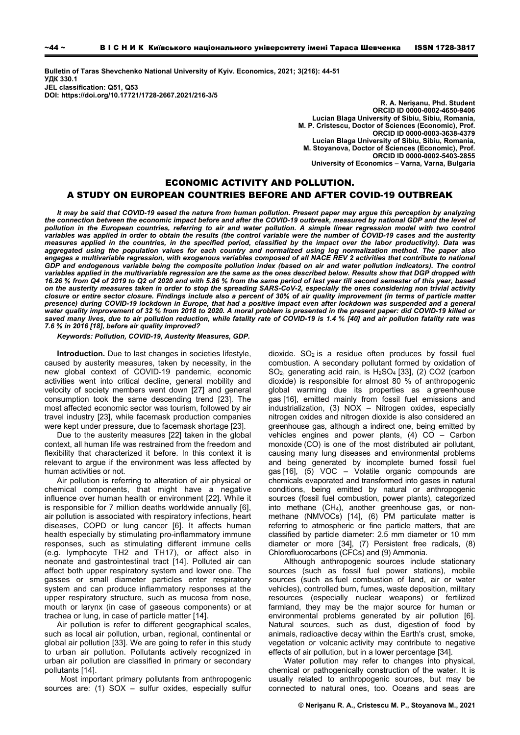Bulletin of Taras Shevchenko National University of Kyiv. Economics, 2021; 3(216): 44-51
УДК 330.1
JEL classification: Q51, Q53
DOI: https://doi.org/10.17721/1728-2667.2021/216-3/5

**R. A. Nerișanu, Phd. Student**
ORCID ID 0000-0002-4650-9406
Lucian Blaga University of Sibiu, Sibiu, Romania,
**M. P. Cristescu, Doctor of Sciences (Economic), Prof.**
ORCID ID 0000-0003-3638-4379
Lucian Blaga University of Sibiu, Sibiu, Romania,
**M. Stoyanova, Doctor of Sciences (Economic), Prof.**
ORCID ID 0000-0002-5403-2855
University of Economics – Varna, Varna, Bulgaria

# ECONOMIC ACTIVITY AND POLLUTION. A STUDY ON EUROPEAN COUNTRIES BEFORE AND AFTER COVID-19 OUTBREAK

***It may be said that COVID-19 eased the nature from human pollution. Present paper may argue this perception by analyzing the connection between the economic impact before and after the COVID-19 outbreak, measured by national GDP and the level of pollution in the European countries, referring to air and water pollution. A simple linear regression model with two control variables was applied in order to obtain the results (the control variable were the number of COVID-19 cases and the austerity measures applied in the countries, in the specified period, classified by the impact over the labor productivity). Data was aggregated using the population values for each country and normalized using log normalization method. The paper also engages a multivariable regression, with exogenous variables composed of all NACE REV 2 activities that contribute to national GDP and endogenous variable being the composite pollution index (based on air and water pollution indicators). The control variables applied in the multivariable regression are the same as the ones described below. Results show that DGP dropped with 16.26 % from Q4 of 2019 to Q2 of 2020 and with 5.86 % from the same period of last year till second semester of this year, based on the austerity measures taken in order to stop the spreading SARS-CoV-2, especially the ones considering non trivial activity closure or entire sector closure. Findings include also a percent of 30% of air quality improvement (in terms of particle matter presence) during COVID-19 lockdown in Europe, that had a positive impact even after lockdown was suspended and a general water quality improvement of 32 % from 2018 to 2020. A moral problem is presented in the present paper: did COVID-19 killed or saved many lives, due to air pollution reduction, while fatality rate of COVID-19 is 1.4 % [40] and air pollution fatality rate was 7.6 % in 2016 [18], before air quality improved?***

***Keywords: Pollution, COVID-19, Austerity Measures, GDP.***

**Introduction.** Due to last changes in societies lifestyle, caused by austerity measures, taken by necessity, in the new global context of COVID-19 pandemic, economic activities went into critical decline, general mobility and velocity of society members went down [27] and general consumption took the same descending trend [23]. The most affected economic sector was tourism, followed by air travel industry [23], while facemask production companies were kept under pressure, due to facemask shortage [23].

Due to the austerity measures [22] taken in the global context, all human life was restrained from the freedom and flexibility that characterized it before. In this context it is relevant to argue if the environment was less affected by human activities or not.

Air pollution is referring to alteration of air physical or chemical components, that might have a negative influence over human health or environment [22]. While it is responsible for 7 million deaths worldwide annually [6], air pollution is associated with respiratory infections, heart diseases, COPD or lung cancer [6]. It affects human health especially by stimulating pro-inflammatory immune responses, such as stimulating different immune cells (e.g. lymphocyte TH2 and TH17), or affect also in neonate and gastrointestinal tract [14]. Polluted air can affect both upper respiratory system and lower one. The gasses or small diameter particles enter respiratory system and can produce inflammatory responses at the upper respiratory structure, such as mucosa from nose, mouth or larynx (in case of gaseous components) or at trachea or lung, in case of particle matter [14].

Air pollution is refer to different geographical scales, such as local air pollution, urban, regional, continental or global air pollution [33]. We are going to refer in this study to urban air pollution. Pollutants actively recognized in urban air pollution are classified in primary or secondary pollutants [14].

Most important primary pollutants from anthropogenic sources are: (1) SOX – sulfur oxides, especially sulfur dioxide. $SO_2$ is a residue often produces by fossil fuel combustion. A secondary pollutant formed by oxidation of $SO_2$, generating acid rain, is $H_2SO_4$ [33], (2) CO2 (carbon dioxide) is responsible for almost 80 % of anthropogenic global warming due its properties as a greenhouse gas [16], emitted mainly from fossil fuel emissions and industrialization, (3) NOX – Nitrogen oxides, especially nitrogen oxides and nitrogen dioxide is also considered an greenhouse gas, although a indirect one, being emitted by vehicles engines and power plants, (4) CO – Carbon monoxide (CO) is one of the most distributed air pollutant, causing many lung diseases and environmental problems and being generated by incomplete burned fossil fuel gas [16], (5) VOC – Volatile organic compounds are chemicals evaporated and transformed into gases in natural conditions, being emitted by natural or anthropogenic sources (fossil fuel combustion, power plants), categorized into methane ($CH_4$), another greenhouse gas, or non-methane (NMVOCs) [14], (6) PM particulate matter is referring to atmospheric or fine particle matters, that are classified by particle diameter: 2.5 mm diameter or 10 mm diameter or more [34], (7) Persistent free radicals, (8) Chlorofluorocarbons (CFCs) and (9) Ammonia.

Although anthropogenic sources include stationary sources (such as fossil fuel power stations), mobile sources (such as fuel combustion of land, air or water vehicles), controlled burn, fumes, waste deposition, military resources (especially nuclear weapons) or fertilized farmland, they may be the major source for human or environmental problems generated by air pollution [6]. Natural sources, such as dust, digestion of food by animals, radioactive decay within the Earth's crust, smoke, vegetation or volcanic activity may contribute to negative effects of air pollution, but in a lower percentage [34].

Water pollution may refer to changes into physical, chemical or pathogenically construction of the water. It is usually related to anthropogenic sources, but may be connected to natural ones, too. Oceans and seas are

© Nerișanu R. A., Cristescu M. P., Stoyanova M., 2021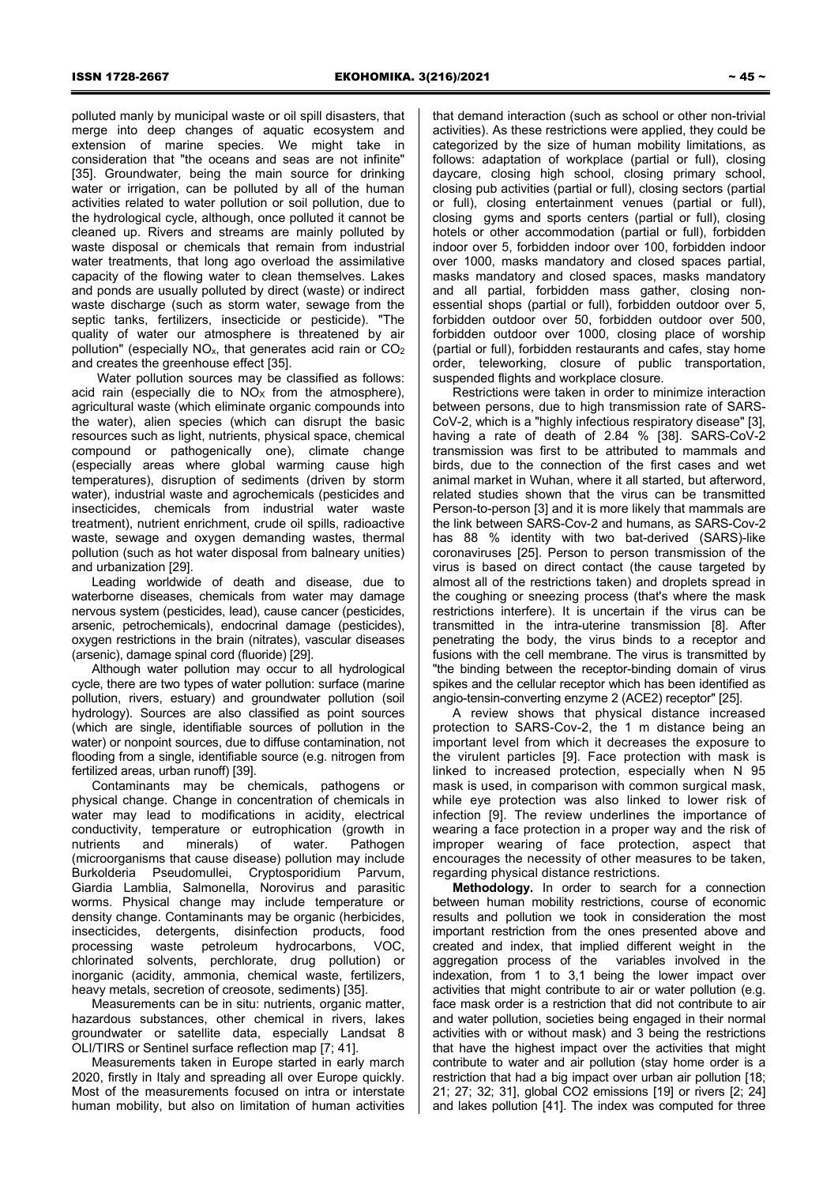polluted manly by municipal waste or oil spill disasters, that merge into deep changes of aquatic ecosystem and extension of marine species. We might take in consideration that "the oceans and seas are not infinite" [35]. Groundwater, being the main source for drinking water or irrigation, can be polluted by all of the human activities related to water pollution or soil pollution, due to the hydrological cycle, although, once polluted it cannot be cleaned up. Rivers and streams are mainly polluted by waste disposal or chemicals that remain from industrial water treatments, that long ago overload the assimilative capacity of the flowing water to clean themselves. Lakes and ponds are usually polluted by direct (waste) or indirect waste discharge (such as storm water, sewage from the septic tanks, fertilizers, insecticide or pesticide). "The quality of water our atmosphere is threatened by air pollution" (especially $NO_x$, that generates acid rain or $CO_2$ and creates the greenhouse effect [35].

Water pollution sources may be classified as follows: acid rain (especially die to $NO_X$ from the atmosphere), agricultural waste (which eliminate organic compounds into the water), alien species (which can disrupt the basic resources such as light, nutrients, physical space, chemical compound or pathogenically one), climate change (especially areas where global warming cause high temperatures), disruption of sediments (driven by storm water), industrial waste and agrochemicals (pesticides and insecticides, chemicals from industrial water waste treatment), nutrient enrichment, crude oil spills, radioactive waste, sewage and oxygen demanding wastes, thermal pollution (such as hot water disposal from balneary unities) and urbanization [29].

Leading worldwide of death and disease, due to waterborne diseases, chemicals from water may damage nervous system (pesticides, lead), cause cancer (pesticides, arsenic, petrochemicals), endocrinal damage (pesticides), oxygen restrictions in the brain (nitrates), vascular diseases (arsenic), damage spinal cord (fluoride) [29].

Although water pollution may occur to all hydrological cycle, there are two types of water pollution: surface (marine pollution, rivers, estuary) and groundwater pollution (soil hydrology). Sources are also classified as point sources (which are single, identifiable sources of pollution in the water) or nonpoint sources, due to diffuse contamination, not flooding from a single, identifiable source (e.g. nitrogen from fertilized areas, urban runoff) [39].

Contaminants may be chemicals, pathogens or physical change. Change in concentration of chemicals in water may lead to modifications in acidity, electrical conductivity, temperature or eutrophication (growth in nutrients and minerals) of water. Pathogen (microorganisms that cause disease) pollution may include Burkolderia Pseudomullei, Cryptosporidium Parvum, Giardia Lamblia, Salmonella, Norovirus and parasitic worms. Physical change may include temperature or density change. Contaminants may be organic (herbicides, insecticides, detergents, disinfection products, food processing waste petroleum hydrocarbons, VOC, chlorinated solvents, perchlorate, drug pollution) or inorganic (acidity, ammonia, chemical waste, fertilizers, heavy metals, secretion of creosote, sediments) [35].

Measurements can be in situ: nutrients, organic matter, hazardous substances, other chemical in rivers, lakes groundwater or satellite data, especially Landsat 8 OLI/TIRS or Sentinel surface reflection map [7; 41].

Measurements taken in Europe started in early march 2020, firstly in Italy and spreading all over Europe quickly. Most of the measurements focused on intra or interstate human mobility, but also on limitation of human activities that demand interaction (such as school or other non-trivial activities). As these restrictions were applied, they could be categorized by the size of human mobility limitations, as follows: adaptation of workplace (partial or full), closing daycare, closing high school, closing primary school, closing pub activities (partial or full), closing sectors (partial or full), closing entertainment venues (partial or full), closing gyms and sports centers (partial or full), closing hotels or other accommodation (partial or full), forbidden indoor over 5, forbidden indoor over 100, forbidden indoor over 1000, masks mandatory and closed spaces partial, masks mandatory and closed spaces, masks mandatory and all partial, forbidden mass gather, closing non-essential shops (partial or full), forbidden outdoor over 5, forbidden outdoor over 50, forbidden outdoor over 500, forbidden outdoor over 1000, closing place of worship (partial or full), forbidden restaurants and cafes, stay home order, teleworking, closure of public transportation, suspended flights and workplace closure.

Restrictions were taken in order to minimize interaction between persons, due to high transmission rate of SARS-CoV-2, which is a "highly infectious respiratory disease" [3], having a rate of death of 2.84 % [38]. SARS-CoV-2 transmission was first to be attributed to mammals and birds, due to the connection of the first cases and wet animal market in Wuhan, where it all started, but afterword, related studies shown that the virus can be transmitted Person-to-person [3] and it is more likely that mammals are the link between SARS-Cov-2 and humans, as SARS-Cov-2 has 88 % identity with two bat-derived (SARS)-like coronaviruses [25]. Person to person transmission of the virus is based on direct contact (the cause targeted by almost all of the restrictions taken) and droplets spread in the coughing or sneezing process (that's where the mask restrictions interfere). It is uncertain if the virus can be transmitted in the intra-uterine transmission [8]. After penetrating the body, the virus binds to a receptor and fusions with the cell membrane. The virus is transmitted by "the binding between the receptor-binding domain of virus spikes and the cellular receptor which has been identified as angio-tensin-converting enzyme 2 (ACE2) receptor" [25].

A review shows that physical distance increased protection to SARS-Cov-2, the 1 m distance being an important level from which it decreases the exposure to the virulent particles [9]. Face protection with mask is linked to increased protection, especially when N 95 mask is used, in comparison with common surgical mask, while eye protection was also linked to lower risk of infection [9]. The review underlines the importance of wearing a face protection in a proper way and the risk of improper wearing of face protection, aspect that encourages the necessity of other measures to be taken, regarding physical distance restrictions.

**Methodology.** In order to search for a connection between human mobility restrictions, course of economic results and pollution we took in consideration the most important restriction from the ones presented above and created and index, that implied different weight in the aggregation process of the variables involved in the indexation, from 1 to 3,1 being the lower impact over activities that might contribute to air or water pollution (e.g. face mask order is a restriction that did not contribute to air and water pollution, societies being engaged in their normal activities with or without mask) and 3 being the restrictions that have the highest impact over the activities that might contribute to water and air pollution (stay home order is a restriction that had a big impact over urban air pollution [18; 21; 27; 32; 31], global CO2 emissions [19] or rivers [2; 24] and lakes pollution [41]. The index was computed for three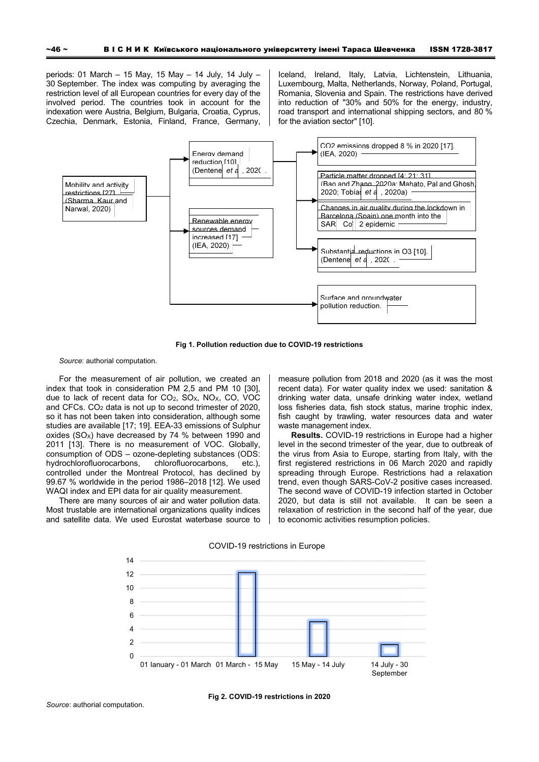periods: 01 March – 15 May, 15 May – 14 July, 14 July – 30 September. The index was computing by averaging the restriction level of all European countries for every day of the involved period. The countries took in account for the indexation were Austria, Belgium, Bulgaria, Croatia, Cyprus, Czechia, Denmark, Estonia, Finland, France, Germany, Iceland, Ireland, Italy, Latvia, Lichtenstein, Lithuania, Luxembourg, Malta, Netherlands, Norway, Poland, Portugal, Romania, Slovenia and Spain. The restrictions have derived into reduction of "30% and 50% for the energy, industry, road transport and international shipping sectors, and 80 % for the aviation sector" [10].

Mobility and activity restrictions [27] (Sharma, Kaur and Narwal, 2020)

Energy demand reduction [10] (Dentener *et al*., 2020).

Renewable energy sources demand increased [17] (IEA, 2020)

CO2 emissions dropped 8 % in 2020 [17]. (IEA, 2020)

Particle matter dropped [4; 21; 31] (Bao and Zhang, 2020a; Mahato, Pal and Ghosh, 2020; Tobías *et al*., 2020a)

Changes in air quality during the lockdown in Barcelona (Spain) one month into the SARS-CoV-2 epidemic

Substantial reductions in O3 [10]. (Dentener *et al*., 2020).

Surface and groundwater pollution reduction.

**Fig 1. Pollution reduction due to COVID-19 restrictions**

*Source*: authorial computation.

For the measurement of air pollution, we created an index that took in consideration PM 2,5 and PM 10 [30], due to lack of recent data for $CO_2$, $SO_X$, $NO_X$, CO, VOC and CFCs. $CO_2$ data is not up to second trimester of 2020, so it has not been taken into consideration, although some studies are available [17; 19]. EEA-33 emissions of Sulphur oxides ($SO_X$) have decreased by 74 % between 1990 and 2011 [13]. There is no measurement of VOC. Globally, consumption of ODS – ozone-depleting substances (ODS: hydrochlorofluorocarbons, chlorofluorocarbons, etc.), controlled under the Montreal Protocol, has declined by 99.67 % worldwide in the period 1986–2018 [12]. We used WAQI index and EPI data for air quality measurement.

There are many sources of air and water pollution data. Most trustable are international organizations quality indices and satellite data. We used Eurostat waterbase source to measure pollution from 2018 and 2020 (as it was the most recent data). For water quality index we used: sanitation & drinking water data, unsafe drinking water index, wetland loss fisheries data, fish stock status, marine trophic index, fish caught by trawling, water resources data and water waste management index.

**Results.** COVID-19 restrictions in Europe had a higher level in the second trimester of the year, due to outbreak of the virus from Asia to Europe, starting from Italy, with the first registered restrictions in 06 March 2020 and rapidly spreading through Europe. Restrictions had a relaxation trend, even though SARS-CoV-2 positive cases increased. The second wave of COVID-19 infection started in October 2020, but data is still not available. It can be seen a relaxation of restriction in the second half of the year, due to economic activities resumption policies.

COVID-19 restrictions in Europe

| Period | Value |
|---|---|
| 01 Ianuary - 01 March | 0 |
| 01 March - 15 May | ~12.2 |
| 15 May - 14 July | ~5.2 |
| 14 July - 30 September | ~1.8 |

**Fig 2. COVID-19 restrictions in 2020**

*Source*: authorial computation.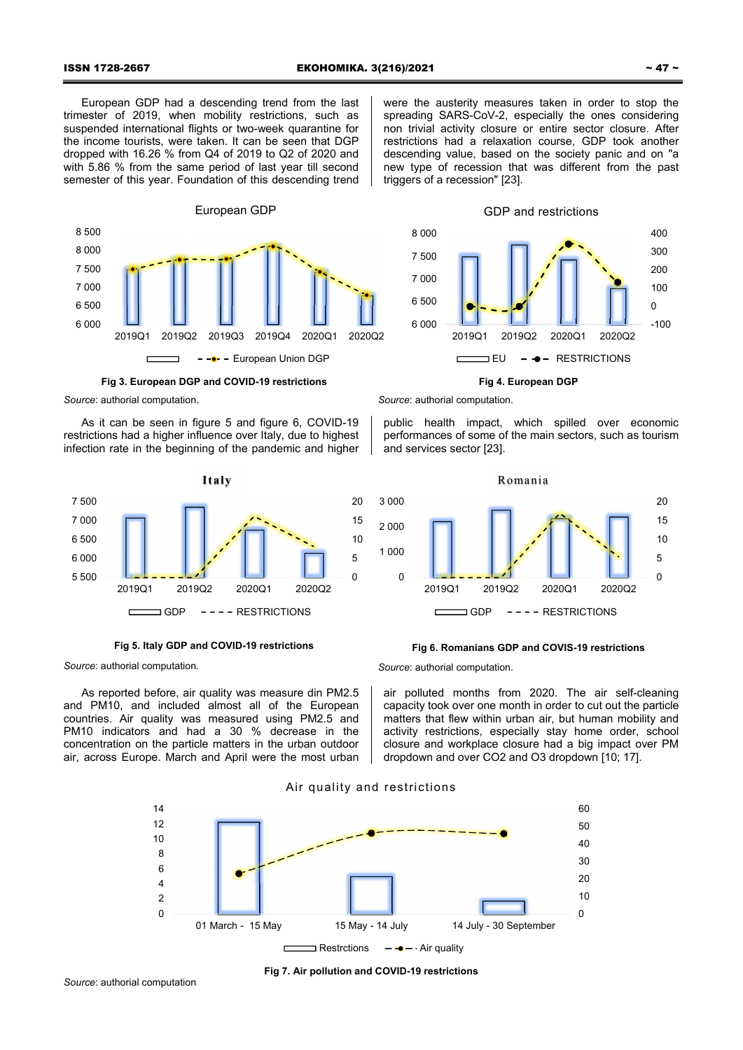European GDP had a descending trend from the last trimester of 2019, when mobility restrictions, such as suspended international flights or two-week quarantine for the income tourists, were taken. It can be seen that DGP dropped with 16.26 % from Q4 of 2019 to Q2 of 2020 and with 5.86 % from the same period of last year till second semester of this year. Foundation of this descending trend were the austerity measures taken in order to stop the spreading SARS-CoV-2, especially the ones considering non trivial activity closure or entire sector closure. After restrictions had a relaxation course, GDP took another descending value, based on the society panic and on "a new type of recession that was different from the past triggers of a recession" [23].

**Fig 3. European DGP and COVID-19 restrictions**

*Source*: authorial computation.

**Fig 4. European DGP**

*Source*: authorial computation.

As it can be seen in figure 5 and figure 6, COVID-19 restrictions had a higher influence over Italy, due to highest infection rate in the beginning of the pandemic and higher public health impact, which spilled over economic performances of some of the main sectors, such as tourism and services sector [23].

**Fig 5. Italy GDP and COVID-19 restrictions**

*Source*: authorial computation.

**Fig 6. Romanians GDP and COVIS-19 restrictions**

*Source*: authorial computation.

As reported before, air quality was measure din PM2.5 and PM10, and included almost all of the European countries. Air quality was measured using PM2.5 and PM10 indicators and had a 30 % decrease in the concentration on the particle matters in the urban outdoor air, across Europe. March and April were the most urban air polluted months from 2020. The air self-cleaning capacity took over one month in order to cut out the particle matters that flew within urban air, but human mobility and activity restrictions, especially stay home order, school closure and workplace closure had a big impact over PM dropdown and over $CO_2$ and $O_3$ dropdown [10; 17].

**Fig 7. Air pollution and COVID-19 restrictions**

*Source*: authorial computation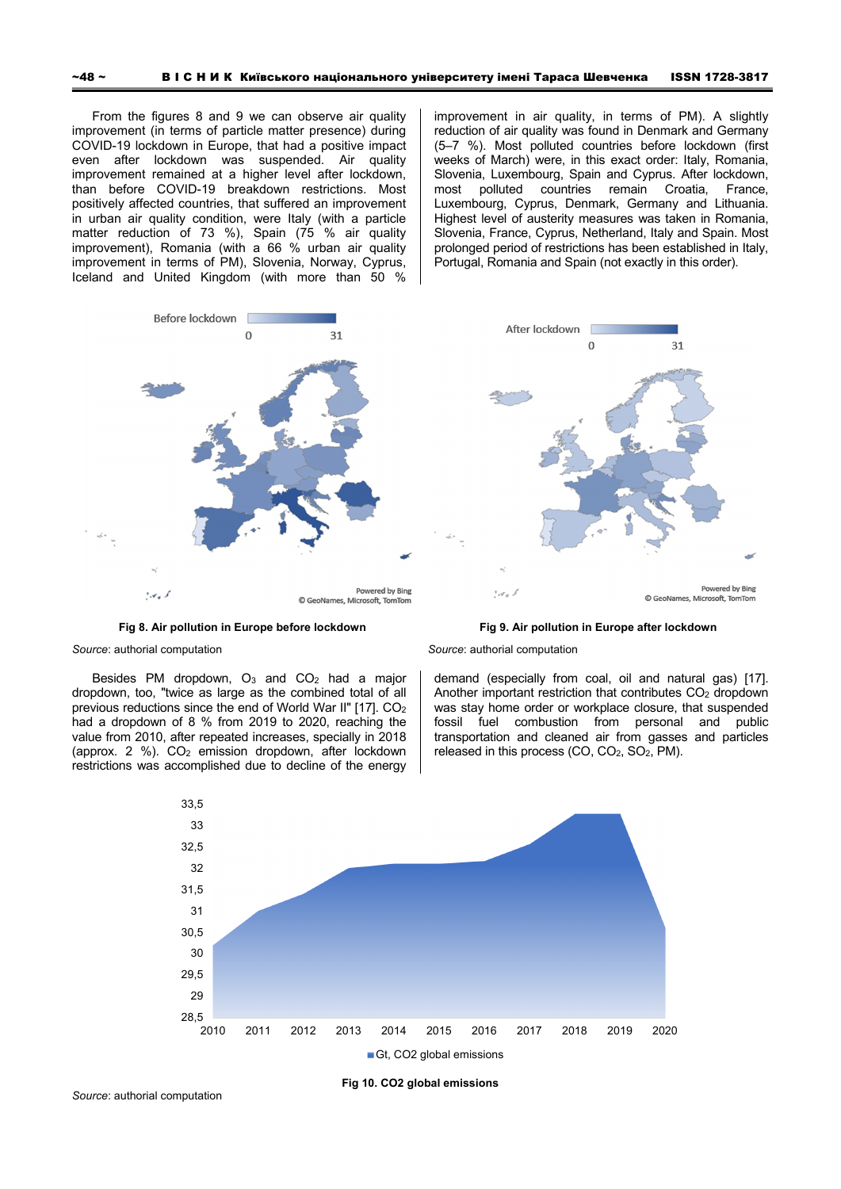From the figures 8 and 9 we can observe air quality improvement (in terms of particle matter presence) during COVID-19 lockdown in Europe, that had a positive impact even after lockdown was suspended. Air quality improvement remained at a higher level after lockdown, than before COVID-19 breakdown restrictions. Most positively affected countries, that suffered an improvement in urban air quality condition, were Italy (with a particle matter reduction of 73 %), Spain (75 % air quality improvement), Romania (with a 66 % urban air quality improvement in terms of PM), Slovenia, Norway, Cyprus, Iceland and United Kingdom (with more than 50 % improvement in air quality, in terms of PM). A slightly reduction of air quality was found in Denmark and Germany (5–7 %). Most polluted countries before lockdown (first weeks of March) were, in this exact order: Italy, Romania, Slovenia, Luxembourg, Spain and Cyprus. After lockdown, most polluted countries remain Croatia, France, Luxembourg, Cyprus, Denmark, Germany and Lithuania. Highest level of austerity measures was taken in Romania, Slovenia, France, Cyprus, Netherland, Italy and Spain. Most prolonged period of restrictions has been established in Italy, Portugal, Romania and Spain (not exactly in this order).

**Fig 8. Air pollution in Europe before lockdown**

*Source*: authorial computation

**Fig 9. Air pollution in Europe after lockdown**

*Source*: authorial computation

Besides PM dropdown, $O_3$ and $CO_2$ had a major dropdown, too, "twice as large as the combined total of all previous reductions since the end of World War II" [17]. $CO_2$ had a dropdown of 8 % from 2019 to 2020, reaching the value from 2010, after repeated increases, specially in 2018 (approx. 2 %). $CO_2$ emission dropdown, after lockdown restrictions was accomplished due to decline of the energy demand (especially from coal, oil and natural gas) [17]. Another important restriction that contributes $CO_2$ dropdown was stay home order or workplace closure, that suspended fossil fuel combustion from personal and public transportation and cleaned air from gasses and particles released in this process (CO, $CO_2$, $SO_2$, PM).

**Fig 10. CO2 global emissions**

*Source*: authorial computation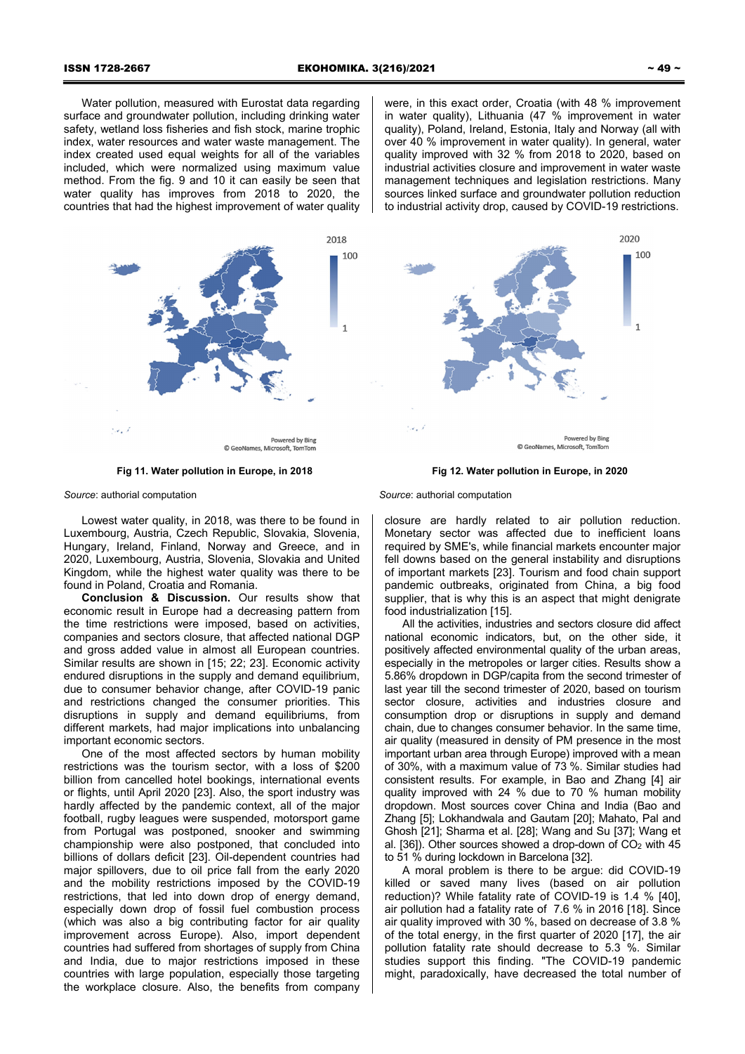Water pollution, measured with Eurostat data regarding surface and groundwater pollution, including drinking water safety, wetland loss fisheries and fish stock, marine trophic index, water resources and water waste management. The index created used equal weights for all of the variables included, which were normalized using maximum value method. From the fig. 9 and 10 it can easily be seen that water quality has improves from 2018 to 2020, the countries that had the highest improvement of water quality were, in this exact order, Croatia (with 48 % improvement in water quality), Lithuania (47 % improvement in water quality), Poland, Ireland, Estonia, Italy and Norway (all with over 40 % improvement in water quality). In general, water quality improved with 32 % from 2018 to 2020, based on industrial activities closure and improvement in water waste management techniques and legislation restrictions. Many sources linked surface and groundwater pollution reduction to industrial activity drop, caused by COVID-19 restrictions.

**Fig 11. Water pollution in Europe, in 2018**

*Source*: authorial computation

**Fig 12. Water pollution in Europe, in 2020**

*Source*: authorial computation

Lowest water quality, in 2018, was there to be found in Luxembourg, Austria, Czech Republic, Slovakia, Slovenia, Hungary, Ireland, Finland, Norway and Greece, and in 2020, Luxembourg, Austria, Slovenia, Slovakia and United Kingdom, while the highest water quality was there to be found in Poland, Croatia and Romania.

**Conclusion & Discussion.** Our results show that economic result in Europe had a decreasing pattern from the time restrictions were imposed, based on activities, companies and sectors closure, that affected national DGP and gross added value in almost all European countries. Similar results are shown in [15; 22; 23]. Economic activity endured disruptions in the supply and demand equilibrium, due to consumer behavior change, after COVID-19 panic and restrictions changed the consumer priorities. This disruptions in supply and demand equilibriums, from different markets, had major implications into unbalancing important economic sectors.

One of the most affected sectors by human mobility restrictions was the tourism sector, with a loss of $200 billion from cancelled hotel bookings, international events or flights, until April 2020 [23]. Also, the sport industry was hardly affected by the pandemic context, all of the major football, rugby leagues were suspended, motorsport game from Portugal was postponed, snooker and swimming championship were also postponed, that concluded into billions of dollars deficit [23]. Oil-dependent countries had major spillovers, due to oil price fall from the early 2020 and the mobility restrictions imposed by the COVID-19 restrictions, that led into down drop of energy demand, especially down drop of fossil fuel combustion process (which was also a big contributing factor for air quality improvement across Europe). Also, import dependent countries had suffered from shortages of supply from China and India, due to major restrictions imposed in these countries with large population, especially those targeting the workplace closure. Also, the benefits from company closure are hardly related to air pollution reduction. Monetary sector was affected due to inefficient loans required by SME's, while financial markets encounter major fell downs based on the general instability and disruptions of important markets [23]. Tourism and food chain support pandemic outbreaks, originated from China, a big food supplier, that is why this is an aspect that might denigrate food industrialization [15].

All the activities, industries and sectors closure did affect national economic indicators, but, on the other side, it positively affected environmental quality of the urban areas, especially in the metropoles or larger cities. Results show a 5.86% dropdown in DGP/capita from the second trimester of last year till the second trimester of 2020, based on tourism sector closure, activities and industries closure and consumption drop or disruptions in supply and demand chain, due to changes consumer behavior. In the same time, air quality (measured in density of PM presence in the most important urban area through Europe) improved with a mean of 30%, with a maximum value of 73 %. Similar studies had consistent results. For example, in Bao and Zhang [4] air quality improved with 24 % due to 70 % human mobility dropdown. Most sources cover China and India (Bao and Zhang [5]; Lokhandwala and Gautam [20]; Mahato, Pal and Ghosh [21]; Sharma et al. [28]; Wang and Su [37]; Wang et al. [36]). Other sources showed a drop-down of $CO_2$ with 45 to 51 % during lockdown in Barcelona [32].

A moral problem is there to be argue: did COVID-19 killed or saved many lives (based on air pollution reduction)? While fatality rate of COVID-19 is 1.4 % [40], air pollution had a fatality rate of 7.6 % in 2016 [18]. Since air quality improved with 30 %, based on decrease of 3.8 % of the total energy, in the first quarter of 2020 [17], the air pollution fatality rate should decrease to 5.3 %. Similar studies support this finding. "The COVID-19 pandemic might, paradoxically, have decreased the total number of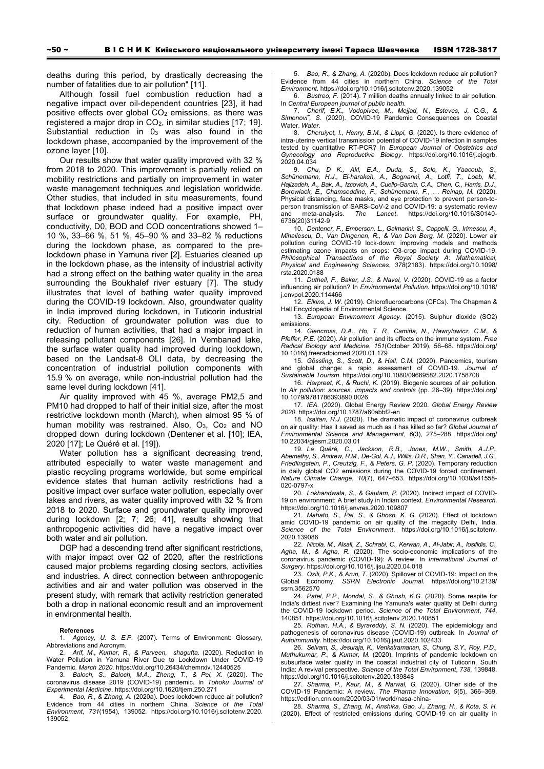deaths during this period, by drastically decreasing the number of fatalities due to air pollution" [11].

Although fossil fuel combustion reduction had a negative impact over oil-dependent countries [23], it had positive effects over global $CO_2$ emissions, as there was registered a major drop in $CO_2$, in similar studies [17; 19]. Substantial reduction in $0_3$ was also found in the lockdown phase, accompanied by the improvement of the ozone layer [10].

Our results show that water quality improved with 32 % from 2018 to 2020. This improvement is partially relied on mobility restrictions and partially on improvement in water waste management techniques and legislation worldwide. Other studies, that included in situ measurements, found that lockdown phase indeed had a positive impact over surface or groundwater quality. For example, PH, conductivity, D0, BOD and COD concentrations showed 1–10 %, 33–66 %, 51 %, 45–90 % and 33–82 % reductions during the lockdown phase, as compared to the pre-lockdown phase in Yamuna river [2]. Estuaries cleaned up in the lockdown phase, as the intensity of industrial activity had a strong effect on the bathing water quality in the area surrounding the Boukhalef river estuary [7]. The study illustrates that level of bathing water quality improved during the COVID-19 lockdown. Also, groundwater quality in India improved during lockdown, in Tuticorin industrial city. Reduction of groundwater pollution was due to reduction of human activities, that had a major impact in releasing pollutant components [26]. In Vembanad lake, the surface water quality had improved during lockdown, based on the Landsat-8 OLI data, by decreasing the concentration of industrial pollution components with 15.9 % on average, while non-industrial pollution had the same level during lockdown [41].

Air quality improved with 45 %, average PM2,5 and PM10 had dropped to half of their initial size, after the most restrictive lockdown month (March), when almost 95 % of human mobility was restrained. Also, $O_3$, $Co_2$ and NO dropped down during lockdown (Dentener et al. [10]; IEA, 2020 [17]; Le Quéré et al. [19]).

Water pollution has a significant decreasing trend, attributed especially to water waste management and plastic recycling programs worldwide, but some empirical evidence states that human activity restrictions had a positive impact over surface water pollution, especially over lakes and rivers, as water quality improved with 32 % from 2018 to 2020. Surface and groundwater quality improved during lockdown [2; 7; 26; 41], results showing that anthropogenic activities did have a negative impact over both water and air pollution.

DGP had a descending trend after significant restrictions, with major impact over Q2 of 2020, after the restrictions caused major problems regarding closing sectors, activities and industries. A direct connection between anthropogenic activities and air and water pollution was observed in the present study, with remark that activity restriction generated both a drop in national economic result and an improvement in environmental health.

**References**

1. *Agency, U. S. E.P.* (2007). Terms of Environment: Glossary, Abbreviations and Acronym.
2. *Arif, M., Kumar, R., & Parveen, shagufta.* (2020). Reduction in Water Pollution in Yamuna River Due to Lockdown Under COVID-19 Pandemic. *March 2020*. https://doi.org/10.26434/chemrxiv.12440525
3. *Baloch, S., Baloch, M.A., Zheng, T., & Pei, X.* (2020). The coronavirus disease 2019 (COVID-19) pandemic. In *Tohoku Journal of Experimental Medicine*. https://doi.org/10.1620/tjem.250.271
4. *Bao, R., & Zhang, A.* (2020a). Does lockdown reduce air pollution? Evidence from 44 cities in northern China. *Science of the Total Environment*, *731*(1954), 139052. https://doi.org/10.1016/j.scitotenv.2020.139052
5. *Bao, R., & Zhang, A.* (2020b). Does lockdown reduce air pollution? Evidence from 44 cities in northern China. *Science of the Total Environment*. https://doi.org/10.1016/j.scitotenv.2020.139052
6. *Bustreo, F.* (2014). 7 million deaths annually linked to air pollution. In *Central European journal of public health*.
7. *Cherif, E.K., Vodopivec, M., Mejjad, N., Esteves, J. C.G., & Simonovi˘, S.* (2020). COVID-19 Pandemic Consequences on Coastal Water. *Water*.
8. *Cheruiyot, I., Henry, B.M., & Lippi, G.* (2020). Is there evidence of intra-uterine vertical transmission potential of COVID-19 infection in samples tested by quantitative RT-PCR? In *European Journal of Obstetrics and Gynecology and Reproductive Biology*. https://doi.org/10.1016/j.ejogrb.2020.04.034
9. *Chu, D K., Akl, E.A., Duda, S., Solo, K., Yaacoub, S., Schünemann, H.J., El-harakeh, A., Bognanni, A., Lotfi, T., Loeb, M., Hajizadeh, A., Bak, A., Izcovich, A., Cuello-Garcia, C.A., Chen, C., Harris, D.J., Borowiack, E., Chamseddine, F., Schünemann, F., … Reinap, M.* (2020). Physical distancing, face masks, and eye protection to prevent person-to-person transmission of SARS-CoV-2 and COVID-19: a systematic review and meta-analysis. *The Lancet*. https://doi.org/10.1016/S0140-6736(20)31142-9
10. *Dentener, F., Emberson, L., Galmarini, S., Cappelli, G., Irimescu, A., Mihailescu, D., Van Dingenen, R., & Van Den Berg, M.* (2020). Lower air pollution during COVID-19 lock-down: improving models and methods estimating ozone impacts on crops: O3-crop impact during COVID-19. *Philosophical Transactions of the Royal Society A: Mathematical, Physical and Engineering Sciences*, *378*(2183). https://doi.org/10.1098/rsta.2020.0188
11. *Dutheil, F., Baker, J.S., & Navel, V.* (2020). COVID-19 as a factor influencing air pollution? In *Environmental Pollution*. https://doi.org/10.1016/j.envpol.2020.114466
12. *Elkins, J. W.* (2019). Chlorofluorocarbons (CFCs). The Chapman & Hall Encyclopedia of Environmental Science.
13. *European Envirnoment Agency*. (2015). Sulphur dioxide (SO2) emissions.
14. *Glencross, D.A., Ho, T. R., Camiña, N., Hawrylowicz, C.M., & Pfeffer, P.E.* (2020). Air pollution and its effects on the immune system. *Free Radical Biology and Medicine*, *151*(October 2019), 56–68. https://doi.org/10.1016/j.freeradbiomed.2020.01.179
15. *Gössling, S., Scott, D., & Hall, C.M.* (2020). Pandemics, tourism and global change: a rapid assessment of COVID-19. *Journal of Sustainable Tourism*. https://doi.org/10.1080/09669582.2020.1758708
16. *Harpreet, K., & Ruchi, K.* (2019). Biogenic sources of air pollution. In *Air pollution: sources, impacts and controls* (pp. 26–39). https://doi.org/10.1079/9781786393890.0026
17. *IEA*. (2020). Global Energy Review 2020. *Global Energy Review 2020*. https://doi.org/10.1787/a60abbf2-en
18. *Isaifan, R.J.* (2020). The dramatic impact of coronavirus outbreak on air quality: Has it saved as much as it has killed so far? *Global Journal of Environmental Science and Management*, *6*(3), 275–288. https://doi.org/10.22034/gjesm.2020.03.01
19. *Le Quéré, C., Jackson, R.B., Jones, M.W., Smith, A.J.P., Abernethy, S., Andrew, R.M., De-Gol, A.J., Willis, D.R., Shan, Y., Canadell, J.G., Friedlingstein, P., Creutzig, F., & Peters, G. P.* (2020). Temporary reduction in daily global CO2 emissions during the COVID-19 forced confinement. *Nature Climate Change*, *10*(7), 647–653. https://doi.org/10.1038/s41558-020-0797-x
20. *Lokhandwala, S., & Gautam, P.* (2020). Indirect impact of COVID-19 on environment: A brief study in Indian context. *Environmental Research*. https://doi.org/10.1016/j.envres.2020.109807
21. *Mahato, S., Pal, S., & Ghosh, K. G.* (2020). Effect of lockdown amid COVID-19 pandemic on air quality of the megacity Delhi, India. *Science of the Total Environment*. https://doi.org/10.1016/j.scitotenv.2020.139086
22. *Nicola, M., Alsafi, Z., Sohrabi, C., Kerwan, A., Al-Jabir, A., Iosifidis, C., Agha, M., & Agha, R.* (2020). The socio-economic implications of the coronavirus pandemic (COVID-19): A review. In *International Journal of Surgery*. https://doi.org/10.1016/j.ijsu.2020.04.018
23. *Ozili, P.K., & Arun, T.* (2020). Spillover of COVID-19: Impact on the Global Economy. *SSRN Electronic Journal*. https://doi.org/10.2139/ssrn.3562570
24. *Patel, P.P., Mondal, S., & Ghosh, K.G.* (2020). Some respite for India's dirtiest river? Examining the Yamuna's water quality at Delhi during the COVID-19 lockdown period. *Science of the Total Environment*, *744*, 140851. https://doi.org/10.1016/j.scitotenv.2020.140851
25. *Rothan, H.A., & Byrareddy, S. N.* (2020). The epidemiology and pathogenesis of coronavirus disease (COVID-19) outbreak. In *Journal of Autoimmunity*. https://doi.org/10.1016/j.jaut.2020.102433
26. *Selvam, S., Jesuraja, K., Venkatramanan, S., Chung, S.Y., Roy, P.D., Muthukumar, P., & Kumar, M.* (2020). Imprints of pandemic lockdown on subsurface water quality in the coastal industrial city of Tuticorin, South India: A revival perspective. *Science of the Total Environment*, *738*, 139848. https://doi.org/10.1016/j.scitotenv.2020.139848
27. *Sharma, P., Kaur, M., & Narwal, G.* (2020). Other side of the COVID-19 Pandemic: A review. *The Pharma Innovation*, *9*(5), 366–369. https://edition.cnn.com/2020/03/01/world/nasa-china-
28. *Sharma, S., Zhang, M., Anshika, Gao, J., Zhang, H., & Kota, S. H.* (2020). Effect of restricted emissions during COVID-19 on air quality in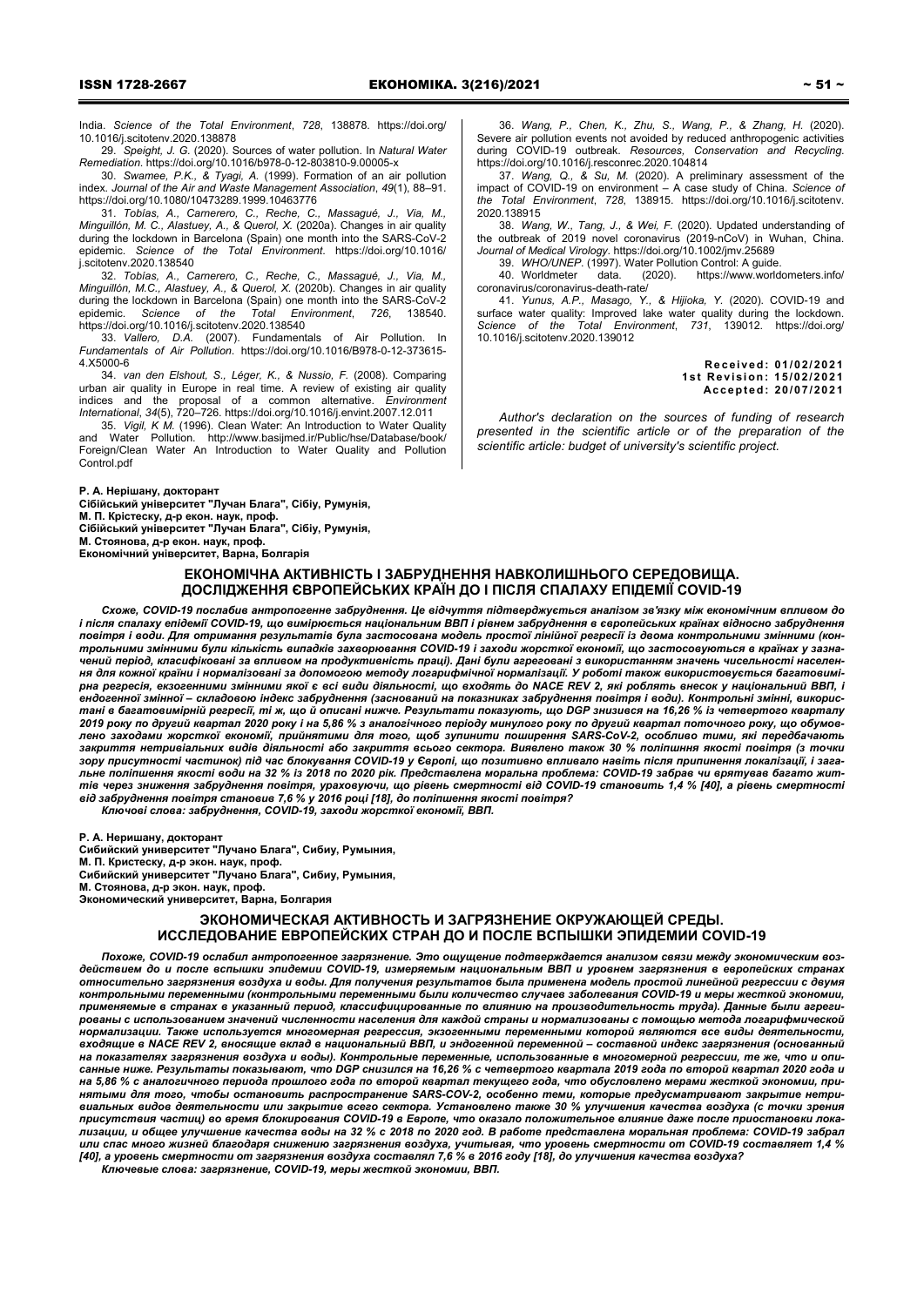India. *Science of the Total Environment*, *728*, 138878. https://doi.org/10.1016/j.scitotenv.2020.138878

29. *Speight, J. G.* (2020). Sources of water pollution. In *Natural Water Remediation*. https://doi.org/10.1016/b978-0-12-803810-9.00005-x

30. *Swamee, P.K., & Tyagi, A.* (1999). Formation of an air pollution index. *Journal of the Air and Waste Management Association*, *49*(1), 88–91. https://doi.org/10.1080/10473289.1999.10463776

31. *Tobías, A., Carnerero, C., Reche, C., Massagué, J., Via, M., Minguillón, M. C., Alastuey, A., & Querol, X.* (2020a). Changes in air quality during the lockdown in Barcelona (Spain) one month into the SARS-CoV-2 epidemic. *Science of the Total Environment*. https://doi.org/10.1016/j.scitotenv.2020.138540

32. *Tobías, A., Carnerero, C., Reche, C., Massagué, J., Via, M., Minguillón, M.C., Alastuey, A., & Querol, X.* (2020b). Changes in air quality during the lockdown in Barcelona (Spain) one month into the SARS-CoV-2 epidemic. *Science of the Total Environment*, *726*, 138540. https://doi.org/10.1016/j.scitotenv.2020.138540

33. *Vallero, D.A.* (2007). Fundamentals of Air Pollution. In *Fundamentals of Air Pollution*. https://doi.org/10.1016/B978-0-12-373615-4.X5000-6

34. *van den Elshout, S., Léger, K., & Nussio, F.* (2008). Comparing urban air quality in Europe in real time. A review of existing air quality indices and the proposal of a common alternative. *Environment International*, *34*(5), 720–726. https://doi.org/10.1016/j.envint.2007.12.011

35. *Vigil, K M.* (1996). Clean Water: An Introduction to Water Quality and Water Pollution. http://www.basijmed.ir/Public/hse/Database/book/Foreign/Clean Water An Introduction to Water Quality and Pollution Control.pdf

36. *Wang, P., Chen, K., Zhu, S., Wang, P., & Zhang, H.* (2020). Severe air pollution events not avoided by reduced anthropogenic activities during COVID-19 outbreak. *Resources, Conservation and Recycling*. https://doi.org/10.1016/j.resconrec.2020.104814

37. *Wang, Q., & Su, M.* (2020). A preliminary assessment of the impact of COVID-19 on environment – A case study of China. *Science of the Total Environment*, *728*, 138915. https://doi.org/10.1016/j.scitotenv.2020.138915

38. *Wang, W., Tang, J., & Wei, F.* (2020). Updated understanding of the outbreak of 2019 novel coronavirus (2019-nCoV) in Wuhan, China. *Journal of Medical Virology*. https://doi.org/10.1002/jmv.25689

39. *WHO/UNEP.* (1997). Water Pollution Control: A guide.

40. Worldmeter data. (2020). https://www.worldometers.info/coronavirus/coronavirus-death-rate/

41. *Yunus, A.P., Masago, Y., & Hijioka, Y.* (2020). COVID-19 and surface water quality: Improved lake water quality during the lockdown. *Science of the Total Environment*, *731*, 139012. https://doi.org/10.1016/j.scitotenv.2020.139012

**Received: 01/02/2021**
**1st Revision: 15/02/2021**
**Accepted: 20/07/2021**

*Author's declaration on the sources of funding of research presented in the scientific article or of the preparation of the scientific article: budget of university's scientific project.*

**Р. А. Нерішану, докторант**
**Сібійський університет "Лучан Блага", Сібіу, Румунія,**
**М. П. Крістеску, д-р екон. наук, проф.**
**Сібійський університет "Лучан Блага", Сібіу, Румунія,**
**М. Стоянова, д-р екон. наук, проф.**
**Економічний університет, Варна, Болгарія**

## ЕКОНОМІЧНА АКТИВНІСТЬ І ЗАБРУДНЕННЯ НАВКОЛИШНЬОГО СЕРЕДОВИЩА. ДОСЛІДЖЕННЯ ЄВРОПЕЙСЬКИХ КРАЇН ДО І ПІСЛЯ СПАЛАХУ ЕПІДЕМІЇ COVID-19

***Схоже, COVID-19 послабив антропогенне забруднення. Це відчуття підтверджується аналізом зв'язку між економічним впливом до і після спалаху епідемії COVID-19, що вимірюється національним ВВП і рівнем забруднення в європейських країнах відносно забруднення повітря і води. Для отримання результатів була застосована модель простої лінійної регресії із двома контрольними змінними (контрольними змінними були кількість випадків захворювання COVID-19 і заходи жорсткої економії, що застосовуються в країнах у зазначений період, класифіковані за впливом на продуктивність праці). Дані були агреговані з використанням значень чисельності населення для кожної країни і нормалізовані за допомогою методу логарифмічної нормалізації. У роботі також використовується багатовимірна регресія, екзогенними змінними якої є всі види діяльності, що входять до NACE REV 2, які роблять внесок у національний ВВП, і ендогенної змінної – складовою індекс забруднення (заснований на показниках забруднення повітря і води). Контрольні змінні, використані в багатовимірній регресії, ті ж, що й описані нижче. Результати показують, що DGP знизився на 16,26 % із четвертого кварталу 2019 року по другий квартал 2020 року і на 5,86 % з аналогічного періоду минулого року по другий квартал поточного року, що обумовлено заходами жорсткої економії, прийнятими для того, щоб зупинити поширення SARS-CoV-2, особливо тими, які передбачають закриття нетривіальних видів діяльності або закриття всього сектора. Виявлено також 30 % поліпшння якості повітря (з точки зору присутності частинок) під час блокування COVID-19 у Європі, що позитивно впливало навіть після припинення локалізації, і загальне поліпшення якості води на 32 % із 2018 по 2020 рік. Представлена моральна проблема: COVID-19 забрав чи врятував багато життів через зниження забруднення повітря, ураховуючи, що рівень смертності від COVID-19 становить 1,4 % [40], а рівень смертності від забруднення повітря становив 7,6 % у 2016 році [18], до поліпшення якості повітря?***

***Ключові слова: забруднення, COVID-19, заходи жорсткої економії, ВВП.***

**Р. А. Неришану, докторант**
**Сибийский университет "Лучано Блага", Сибиу, Румыния,**
**М. П. Кристеску, д-р экон. наук, проф.**
**Сибийский университет "Лучано Блага", Сибиу, Румыния,**
**М. Стоянова, д-р экон. наук, проф.**
**Экономический университет, Варна, Болгария**

## ЭКОНОМИЧЕСКАЯ АКТИВНОСТЬ И ЗАГРЯЗНЕНИЕ ОКРУЖАЮЩЕЙ СРЕДЫ. ИССЛЕДОВАНИЕ ЕВРОПЕЙСКИХ СТРАН ДО И ПОСЛЕ ВСПЫШКИ ЭПИДЕМИИ COVID-19

***Похоже, COVID-19 ослабил антропогенное загрязнение. Это ощущение подтверждается анализом связи между экономическим воздействием до и после вспышки эпидемии COVID-19, измеряемым национальным ВВП и уровнем загрязнения в европейских странах относительно загрязнения воздуха и воды. Для получения результатов была применена модель простой линейной регрессии с двумя контрольными переменными (контрольными переменными были количество случаев заболевания COVID-19 и меры жесткой экономии, применяемые в странах в указанный период, классифицированные по влиянию на производительность труда). Данные были агрегированы с использованием значений численности населения для каждой страны и нормализованы с помощью метода логарифмической нормализации. Также используется многомерная регрессия, экзогенными переменными которой являются все виды деятельности, входящие в NACE REV 2, вносящие вклад в национальный ВВП, и эндогенной переменной – составной индекс загрязнения (основанный на показателях загрязнения воздуха и воды). Контрольные переменные, использованные в многомерной регрессии, те же, что и описанные ниже. Результаты показывают, что DGP снизился на 16,26 % с четвертого квартала 2019 года по второй квартал 2020 года и на 5,86 % с аналогичного периода прошлого года по второй квартал текущего года, что обусловлено мерами жесткой экономии, принятыми для того, чтобы остановить распространение SARS-COV-2, особенно теми, которые предусматривают закрытие нетривиальных видов деятельности или закрытие всего сектора. Установлено также 30 % улучшения качества воздуха (с точки зрения присутствия частиц) во время блокирования COVID-19 в Европе, что оказало положительное влияние даже после приостановки локализации, и общее улучшение качества воды на 32 % с 2018 по 2020 год. В работе представлена моральная проблема: COVID-19 забрал или спас много жизней благодаря снижению загрязнения воздуха, учитывая, что уровень смертности от COVID-19 составляет 1,4 % [40], а уровень смертности от загрязнения воздуха составлял 7,6 % в 2016 году [18], до улучшения качества воздуха?***

***Ключевые слова: загрязнение, COVID-19, меры жесткой экономии, ВВП.***